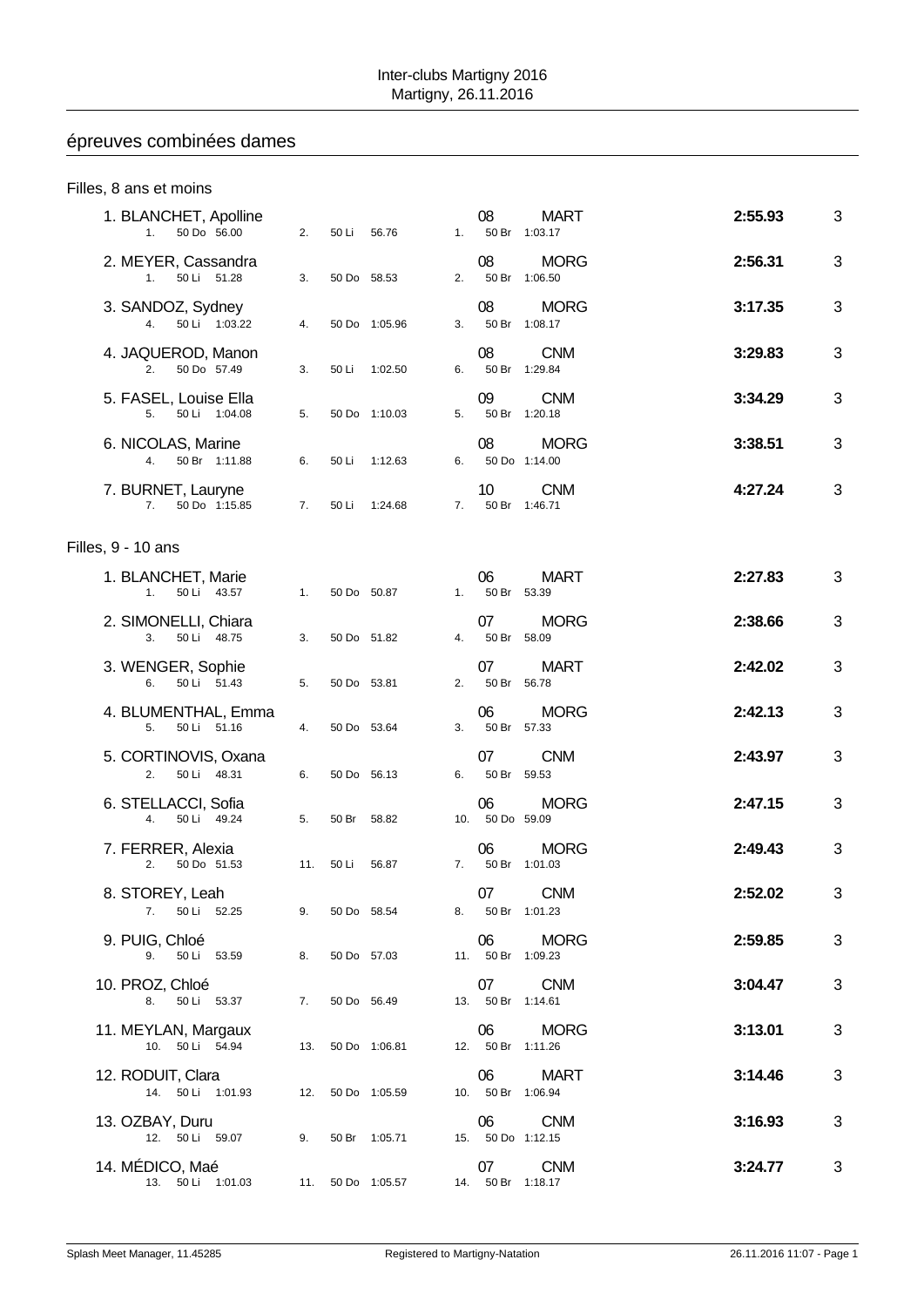Inter-clubs Martigny 2016
Martigny, 26.11.2016

## épreuves combinées dames

### Filles, 8 ans et moins

1. BLANCHET, Apolline 08 MART **2:55.93** 3
   1. 50 Do 56.00 — 2. 50 Li 56.76 — 1. 50 Br 1:03.17

2. MEYER, Cassandra 08 MORG **2:56.31** 3
   1. 50 Li 51.28 — 3. 50 Do 58.53 — 2. 50 Br 1:06.50

3. SANDOZ, Sydney 08 MORG **3:17.35** 3
   4. 50 Li 1:03.22 — 4. 50 Do 1:05.96 — 3. 50 Br 1:08.17

4. JAQUEROD, Manon 08 CNM **3:29.83** 3
   2. 50 Do 57.49 — 3. 50 Li 1:02.50 — 6. 50 Br 1:29.84

5. FASEL, Louise Ella 09 CNM **3:34.29** 3
   5. 50 Li 1:04.08 — 5. 50 Do 1:10.03 — 5. 50 Br 1:20.18

6. NICOLAS, Marine 08 MORG **3:38.51** 3
   4. 50 Br 1:11.88 — 6. 50 Li 1:12.63 — 6. 50 Do 1:14.00

7. BURNET, Lauryne 10 CNM **4:27.24** 3
   7. 50 Do 1:15.85 — 7. 50 Li 1:24.68 — 7. 50 Br 1:46.71

### Filles, 9 - 10 ans

1. BLANCHET, Marie 06 MART **2:27.83** 3
   1. 50 Li 43.57 — 1. 50 Do 50.87 — 1. 50 Br 53.39

2. SIMONELLI, Chiara 07 MORG **2:38.66** 3
   3. 50 Li 48.75 — 3. 50 Do 51.82 — 4. 50 Br 58.09

3. WENGER, Sophie 07 MART **2:42.02** 3
   6. 50 Li 51.43 — 5. 50 Do 53.81 — 2. 50 Br 56.78

4. BLUMENTHAL, Emma 06 MORG **2:42.13** 3
   5. 50 Li 51.16 — 4. 50 Do 53.64 — 3. 50 Br 57.33

5. CORTINOVIS, Oxana 07 CNM **2:43.97** 3
   2. 50 Li 48.31 — 6. 50 Do 56.13 — 6. 50 Br 59.53

6. STELLACCI, Sofia 06 MORG **2:47.15** 3
   4. 50 Li 49.24 — 5. 50 Br 58.82 — 10. 50 Do 59.09

7. FERRER, Alexia 06 MORG **2:49.43** 3
   2. 50 Do 51.53 — 11. 50 Li 56.87 — 7. 50 Br 1:01.03

8. STOREY, Leah 07 CNM **2:52.02** 3
   7. 50 Li 52.25 — 9. 50 Do 58.54 — 8. 50 Br 1:01.23

9. PUIG, Chloé 06 MORG **2:59.85** 3
   9. 50 Li 53.59 — 8. 50 Do 57.03 — 11. 50 Br 1:09.23

10. PROZ, Chloé 07 CNM **3:04.47** 3
    8. 50 Li 53.37 — 7. 50 Do 56.49 — 13. 50 Br 1:14.61

11. MEYLAN, Margaux 06 MORG **3:13.01** 3
    10. 50 Li 54.94 — 13. 50 Do 1:06.81 — 12. 50 Br 1:11.26

12. RODUIT, Clara 06 MART **3:14.46** 3
    14. 50 Li 1:01.93 — 12. 50 Do 1:05.59 — 10. 50 Br 1:06.94

13. OZBAY, Duru 06 CNM **3:16.93** 3
    12. 50 Li 59.07 — 9. 50 Br 1:05.71 — 15. 50 Do 1:12.15

14. MÉDICO, Maé 07 CNM **3:24.77** 3
    13. 50 Li 1:01.03 — 11. 50 Do 1:05.57 — 14. 50 Br 1:18.17

Splash Meet Manager, 11.45285 — Registered to Martigny-Natation — 26.11.2016 11:07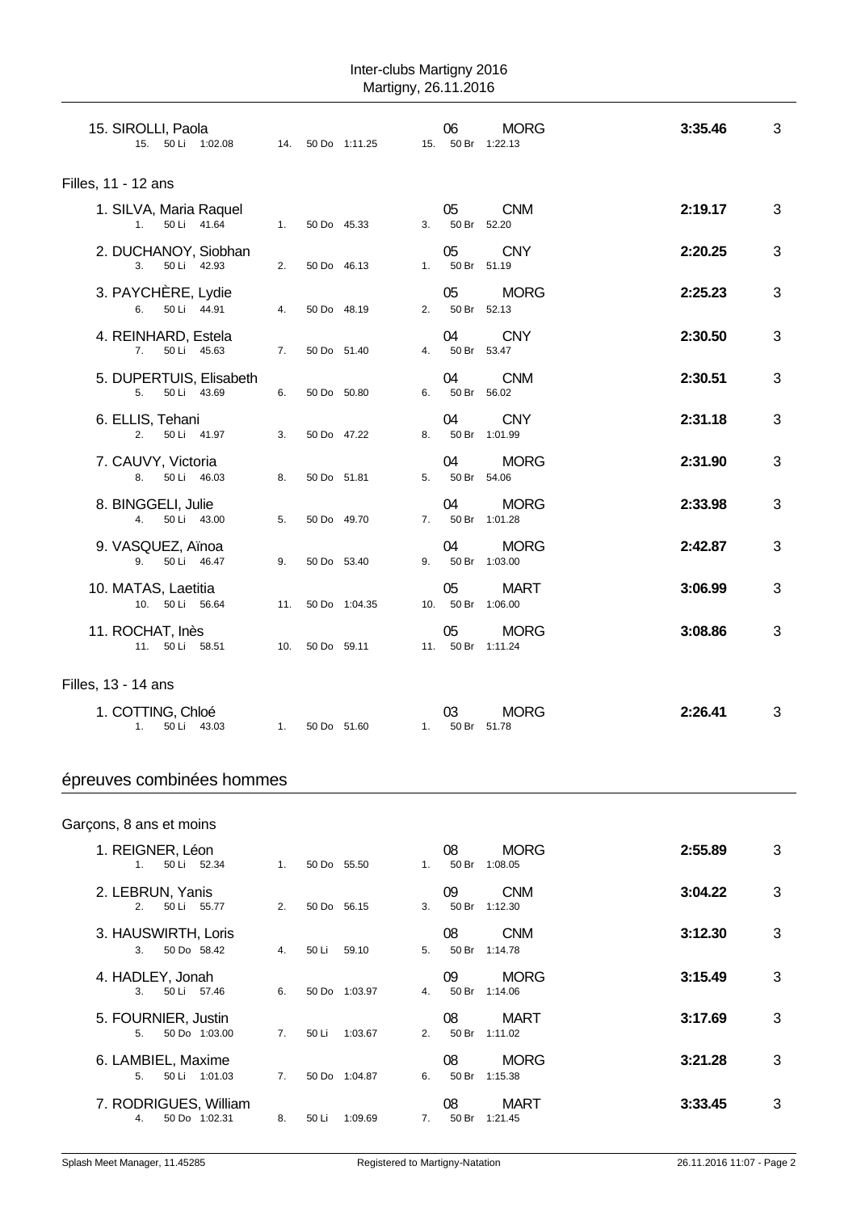15. SIROLLI, Paola | 06 | MORG | 3:35.46 | 3
15. 50 Li 1:02.08 | 14. 50 Do 1:11.25 | 15. 50 Br 1:22.13

Filles, 11 - 12 ans

| Rang, Nom | Année | Club | Temps | |
|---|---|---|---|---|
| 1. SILVA, Maria Raquel | 05 | CNM | 2:19.17 | 3 |
| 1. 50 Li 41.64 · 1. 50 Do 45.33 · 3. 50 Br 52.20 | | | | |
| 2. DUCHANOY, Siobhan | 05 | CNY | 2:20.25 | 3 |
| 3. 50 Li 42.93 · 2. 50 Do 46.13 · 1. 50 Br 51.19 | | | | |
| 3. PAYCHÈRE, Lydie | 05 | MORG | 2:25.23 | 3 |
| 6. 50 Li 44.91 · 4. 50 Do 48.19 · 2. 50 Br 52.13 | | | | |
| 4. REINHARD, Estela | 04 | CNY | 2:30.50 | 3 |
| 7. 50 Li 45.63 · 7. 50 Do 51.40 · 4. 50 Br 53.47 | | | | |
| 5. DUPERTUIS, Elisabeth | 04 | CNM | 2:30.51 | 3 |
| 5. 50 Li 43.69 · 6. 50 Do 50.80 · 6. 50 Br 56.02 | | | | |
| 6. ELLIS, Tehani | 04 | CNY | 2:31.18 | 3 |
| 2. 50 Li 41.97 · 3. 50 Do 47.22 · 8. 50 Br 1:01.99 | | | | |
| 7. CAUVY, Victoria | 04 | MORG | 2:31.90 | 3 |
| 8. 50 Li 46.03 · 8. 50 Do 51.81 · 5. 50 Br 54.06 | | | | |
| 8. BINGGELI, Julie | 04 | MORG | 2:33.98 | 3 |
| 4. 50 Li 43.00 · 5. 50 Do 49.70 · 7. 50 Br 1:01.28 | | | | |
| 9. VASQUEZ, Aïnoa | 04 | MORG | 2:42.87 | 3 |
| 9. 50 Li 46.47 · 9. 50 Do 53.40 · 9. 50 Br 1:03.00 | | | | |
| 10. MATAS, Laetitia | 05 | MART | 3:06.99 | 3 |
| 10. 50 Li 56.64 · 11. 50 Do 1:04.35 · 10. 50 Br 1:06.00 | | | | |
| 11. ROCHAT, Inès | 05 | MORG | 3:08.86 | 3 |
| 11. 50 Li 58.51 · 10. 50 Do 59.11 · 11. 50 Br 1:11.24 | | | | |

Filles, 13 - 14 ans

| Rang, Nom | Année | Club | Temps | |
|---|---|---|---|---|
| 1. COTTING, Chloé | 03 | MORG | 2:26.41 | 3 |
| 1. 50 Li 43.03 · 1. 50 Do 51.60 · 1. 50 Br 51.78 | | | | |

## épreuves combinées hommes

Garçons, 8 ans et moins

| Rang, Nom | Année | Club | Temps | |
|---|---|---|---|---|
| 1. REIGNER, Léon | 08 | MORG | 2:55.89 | 3 |
| 1. 50 Li 52.34 · 1. 50 Do 55.50 · 1. 50 Br 1:08.05 | | | | |
| 2. LEBRUN, Yanis | 09 | CNM | 3:04.22 | 3 |
| 2. 50 Li 55.77 · 2. 50 Do 56.15 · 3. 50 Br 1:12.30 | | | | |
| 3. HAUSWIRTH, Loris | 08 | CNM | 3:12.30 | 3 |
| 3. 50 Do 58.42 · 4. 50 Li 59.10 · 5. 50 Br 1:14.78 | | | | |
| 4. HADLEY, Jonah | 09 | MORG | 3:15.49 | 3 |
| 3. 50 Li 57.46 · 6. 50 Do 1:03.97 · 4. 50 Br 1:14.06 | | | | |
| 5. FOURNIER, Justin | 08 | MART | 3:17.69 | 3 |
| 5. 50 Do 1:03.00 · 7. 50 Li 1:03.67 · 2. 50 Br 1:11.02 | | | | |
| 6. LAMBIEL, Maxime | 08 | MORG | 3:21.28 | 3 |
| 5. 50 Li 1:01.03 · 7. 50 Do 1:04.87 · 6. 50 Br 1:15.38 | | | | |
| 7. RODRIGUES, William | 08 | MART | 3:33.45 | 3 |
| 4. 50 Do 1:02.31 · 8. 50 Li 1:09.69 · 7. 50 Br 1:21.45 | | | | |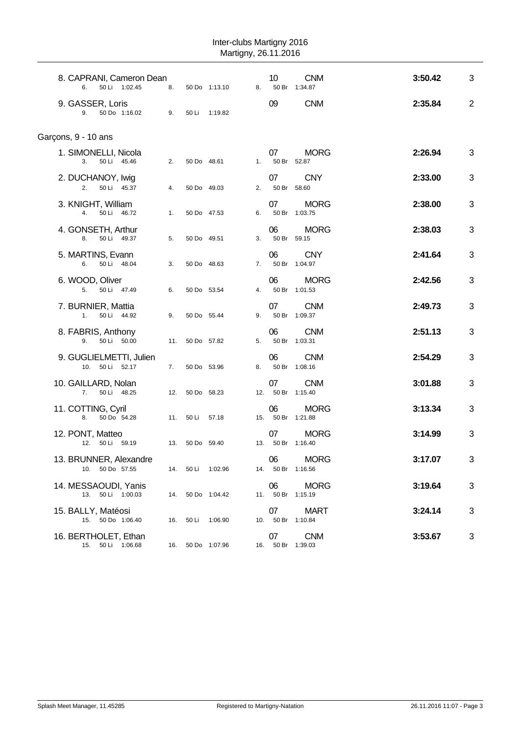8. CAPRANI, Cameron Dean — 10 — CNM — **3:50.42** — 3
6. 50 Li 1:02.45 — 8. 50 Do 1:13.10 — 8. 50 Br 1:34.87

9. GASSER, Loris — 09 — CNM — **2:35.84** — 2
9. 50 Do 1:16.02 — 9. 50 Li 1:19.82

## Garçons, 9 - 10 ans

1. SIMONELLI, Nicola — 07 — MORG — **2:26.94** — 3
3. 50 Li 45.46 — 2. 50 Do 48.61 — 1. 50 Br 52.87

2. DUCHANOY, Iwig — 07 — CNY — **2:33.00** — 3
2. 50 Li 45.37 — 4. 50 Do 49.03 — 2. 50 Br 58.60

3. KNIGHT, William — 07 — MORG — **2:38.00** — 3
4. 50 Li 46.72 — 1. 50 Do 47.53 — 6. 50 Br 1:03.75

4. GONSETH, Arthur — 06 — MORG — **2:38.03** — 3
8. 50 Li 49.37 — 5. 50 Do 49.51 — 3. 50 Br 59.15

5. MARTINS, Evann — 06 — CNY — **2:41.64** — 3
6. 50 Li 48.04 — 3. 50 Do 48.63 — 7. 50 Br 1:04.97

6. WOOD, Oliver — 06 — MORG — **2:42.56** — 3
5. 50 Li 47.49 — 6. 50 Do 53.54 — 4. 50 Br 1:01.53

7. BURNIER, Mattia — 07 — CNM — **2:49.73** — 3
1. 50 Li 44.92 — 9. 50 Do 55.44 — 9. 50 Br 1:09.37

8. FABRIS, Anthony — 06 — CNM — **2:51.13** — 3
9. 50 Li 50.00 — 11. 50 Do 57.82 — 5. 50 Br 1:03.31

9. GUGLIELMETTI, Julien — 06 — CNM — **2:54.29** — 3
10. 50 Li 52.17 — 7. 50 Do 53.96 — 8. 50 Br 1:08.16

10. GAILLARD, Nolan — 07 — CNM — **3:01.88** — 3
7. 50 Li 48.25 — 12. 50 Do 58.23 — 12. 50 Br 1:15.40

11. COTTING, Cyril — 06 — MORG — **3:13.34** — 3
8. 50 Do 54.28 — 11. 50 Li 57.18 — 15. 50 Br 1:21.88

12. PONT, Matteo — 07 — MORG — **3:14.99** — 3
12. 50 Li 59.19 — 13. 50 Do 59.40 — 13. 50 Br 1:16.40

13. BRUNNER, Alexandre — 06 — MORG — **3:17.07** — 3
10. 50 Do 57.55 — 14. 50 Li 1:02.96 — 14. 50 Br 1:16.56

14. MESSAOUDI, Yanis — 06 — MORG — **3:19.64** — 3
13. 50 Li 1:00.03 — 14. 50 Do 1:04.42 — 11. 50 Br 1:15.19

15. BALLY, Matéosi — 07 — MART — **3:24.14** — 3
15. 50 Do 1:06.40 — 16. 50 Li 1:06.90 — 10. 50 Br 1:10.84

16. BERTHOLET, Ethan — 07 — CNM — **3:53.67** — 3
15. 50 Li 1:06.68 — 16. 50 Do 1:07.96 — 16. 50 Br 1:39.03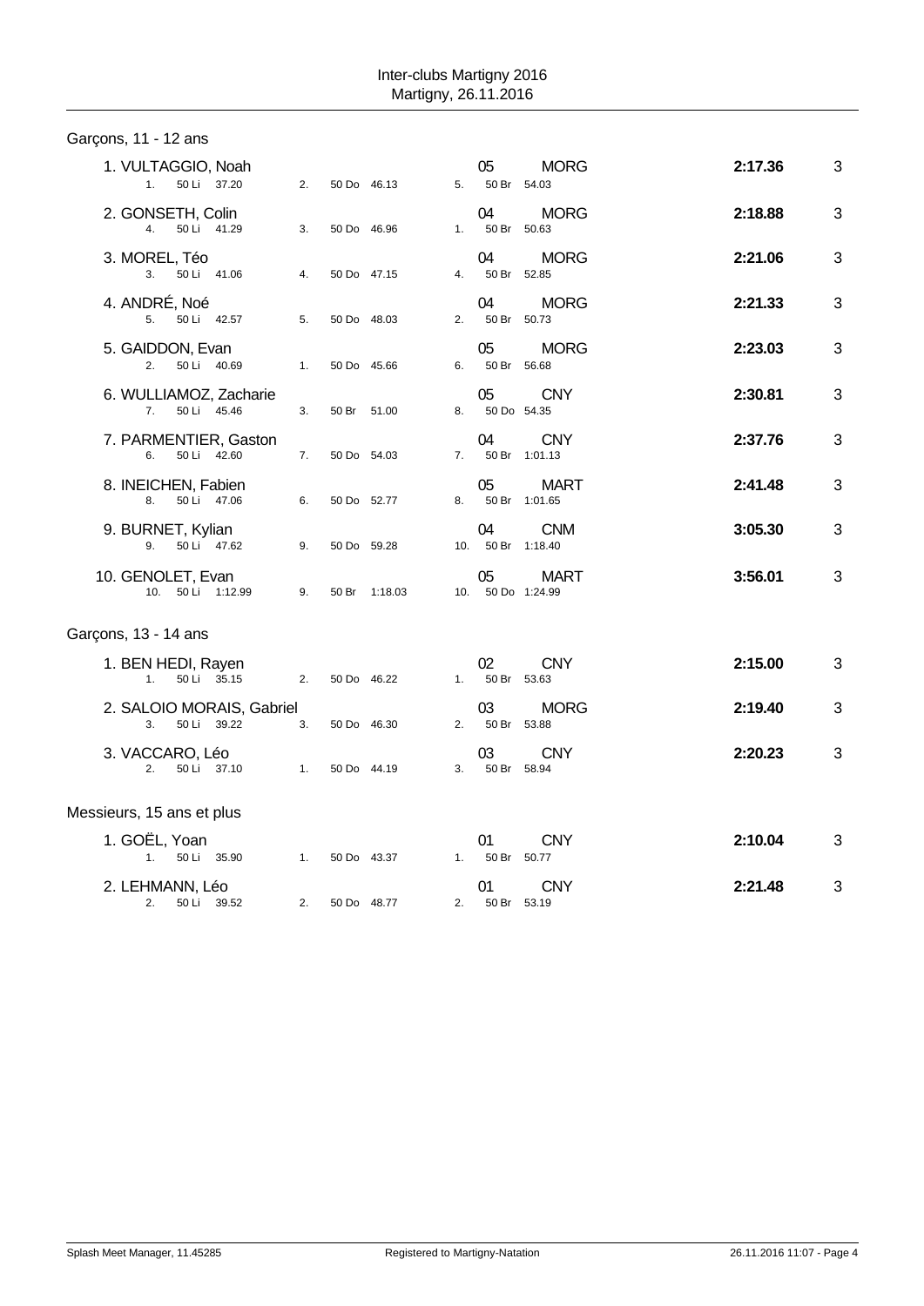## Garçons, 11 - 12 ans

| | | | | | | |
|---|---|---|---|---|---|---|
| 1. VULTAGGIO, Noah | 05 | MORG | | | **2:17.36** | 3 |
| 1. 50 Li 37.20 | 2. 50 Do 46.13 | 5. 50 Br 54.03 | | | | |
| 2. GONSETH, Colin | 04 | MORG | | | **2:18.88** | 3 |
| 4. 50 Li 41.29 | 3. 50 Do 46.96 | 1. 50 Br 50.63 | | | | |
| 3. MOREL, Téo | 04 | MORG | | | **2:21.06** | 3 |
| 3. 50 Li 41.06 | 4. 50 Do 47.15 | 4. 50 Br 52.85 | | | | |
| 4. ANDRÉ, Noé | 04 | MORG | | | **2:21.33** | 3 |
| 5. 50 Li 42.57 | 5. 50 Do 48.03 | 2. 50 Br 50.73 | | | | |
| 5. GAIDDON, Evan | 05 | MORG | | | **2:23.03** | 3 |
| 2. 50 Li 40.69 | 1. 50 Do 45.66 | 6. 50 Br 56.68 | | | | |
| 6. WULLIAMOZ, Zacharie | 05 | CNY | | | **2:30.81** | 3 |
| 7. 50 Li 45.46 | 3. 50 Br 51.00 | 8. 50 Do 54.35 | | | | |
| 7. PARMENTIER, Gaston | 04 | CNY | | | **2:37.76** | 3 |
| 6. 50 Li 42.60 | 7. 50 Do 54.03 | 7. 50 Br 1:01.13 | | | | |
| 8. INEICHEN, Fabien | 05 | MART | | | **2:41.48** | 3 |
| 8. 50 Li 47.06 | 6. 50 Do 52.77 | 8. 50 Br 1:01.65 | | | | |
| 9. BURNET, Kylian | 04 | CNM | | | **3:05.30** | 3 |
| 9. 50 Li 47.62 | 9. 50 Do 59.28 | 10. 50 Br 1:18.40 | | | | |
| 10. GENOLET, Evan | 05 | MART | | | **3:56.01** | 3 |
| 10. 50 Li 1:12.99 | 9. 50 Br 1:18.03 | 10. 50 Do 1:24.99 | | | | |

## Garçons, 13 - 14 ans

| | | | | | | |
|---|---|---|---|---|---|---|
| 1. BEN HEDI, Rayen | 02 | CNY | | | **2:15.00** | 3 |
| 1. 50 Li 35.15 | 2. 50 Do 46.22 | 1. 50 Br 53.63 | | | | |
| 2. SALOIO MORAIS, Gabriel | 03 | MORG | | | **2:19.40** | 3 |
| 3. 50 Li 39.22 | 3. 50 Do 46.30 | 2. 50 Br 53.88 | | | | |
| 3. VACCARO, Léo | 03 | CNY | | | **2:20.23** | 3 |
| 2. 50 Li 37.10 | 1. 50 Do 44.19 | 3. 50 Br 58.94 | | | | |

## Messieurs, 15 ans et plus

| | | | | | | |
|---|---|---|---|---|---|---|
| 1. GOËL, Yoan | 01 | CNY | | | **2:10.04** | 3 |
| 1. 50 Li 35.90 | 1. 50 Do 43.37 | 1. 50 Br 50.77 | | | | |
| 2. LEHMANN, Léo | 01 | CNY | | | **2:21.48** | 3 |
| 2. 50 Li 39.52 | 2. 50 Do 48.77 | 2. 50 Br 53.19 | | | | |